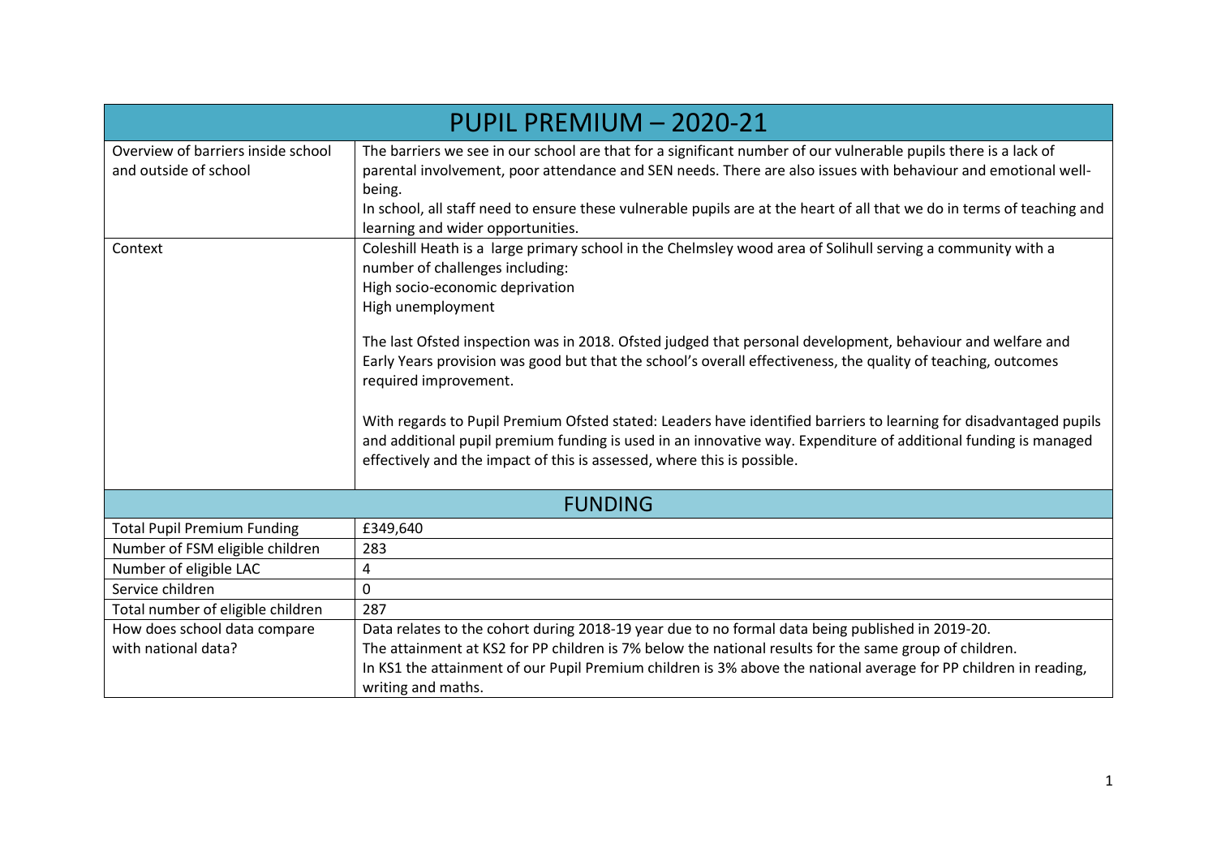| PUPIL PREMIUM – 2020-21 | |
|---|---|
| Overview of barriers inside school and outside of school | The barriers we see in our school are that for a significant number of our vulnerable pupils there is a lack of parental involvement, poor attendance and SEN needs. There are also issues with behaviour and emotional well-being.<br>In school, all staff need to ensure these vulnerable pupils are at the heart of all that we do in terms of teaching and learning and wider opportunities. |
| Context | Coleshill Heath is a large primary school in the Chelmsley wood area of Solihull serving a community with a number of challenges including:<br>High socio-economic deprivation<br>High unemployment<br><br>The last Ofsted inspection was in 2018. Ofsted judged that personal development, behaviour and welfare and Early Years provision was good but that the school's overall effectiveness, the quality of teaching, outcomes required improvement.<br><br>With regards to Pupil Premium Ofsted stated: Leaders have identified barriers to learning for disadvantaged pupils and additional pupil premium funding is used in an innovative way. Expenditure of additional funding is managed effectively and the impact of this is assessed, where this is possible. |
| **FUNDING** | |
| Total Pupil Premium Funding | £349,640 |
| Number of FSM eligible children | 283 |
| Number of eligible LAC | 4 |
| Service children | 0 |
| Total number of eligible children | 287 |
| How does school data compare with national data? | Data relates to the cohort during 2018-19 year due to no formal data being published in 2019-20.<br>The attainment at KS2 for PP children is 7% below the national results for the same group of children.<br>In KS1 the attainment of our Pupil Premium children is 3% above the national average for PP children in reading, writing and maths. |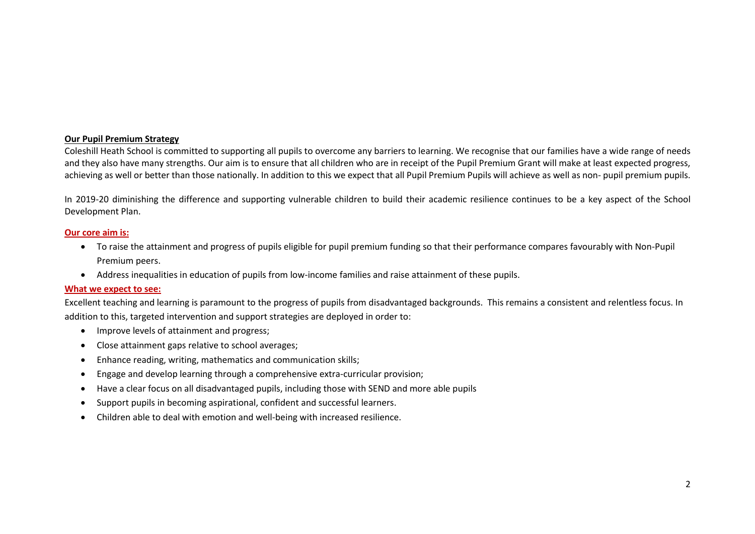**Our Pupil Premium Strategy**

Coleshill Heath School is committed to supporting all pupils to overcome any barriers to learning. We recognise that our families have a wide range of needs and they also have many strengths. Our aim is to ensure that all children who are in receipt of the Pupil Premium Grant will make at least expected progress, achieving as well or better than those nationally. In addition to this we expect that all Pupil Premium Pupils will achieve as well as non- pupil premium pupils.

In 2019-20 diminishing the difference and supporting vulnerable children to build their academic resilience continues to be a key aspect of the School Development Plan.

**Our core aim is:**

- To raise the attainment and progress of pupils eligible for pupil premium funding so that their performance compares favourably with Non-Pupil Premium peers.
- Address inequalities in education of pupils from low-income families and raise attainment of these pupils.

**What we expect to see:**

Excellent teaching and learning is paramount to the progress of pupils from disadvantaged backgrounds. This remains a consistent and relentless focus. In addition to this, targeted intervention and support strategies are deployed in order to:

- Improve levels of attainment and progress;
- Close attainment gaps relative to school averages;
- Enhance reading, writing, mathematics and communication skills;
- Engage and develop learning through a comprehensive extra-curricular provision;
- Have a clear focus on all disadvantaged pupils, including those with SEND and more able pupils
- Support pupils in becoming aspirational, confident and successful learners.
- Children able to deal with emotion and well-being with increased resilience.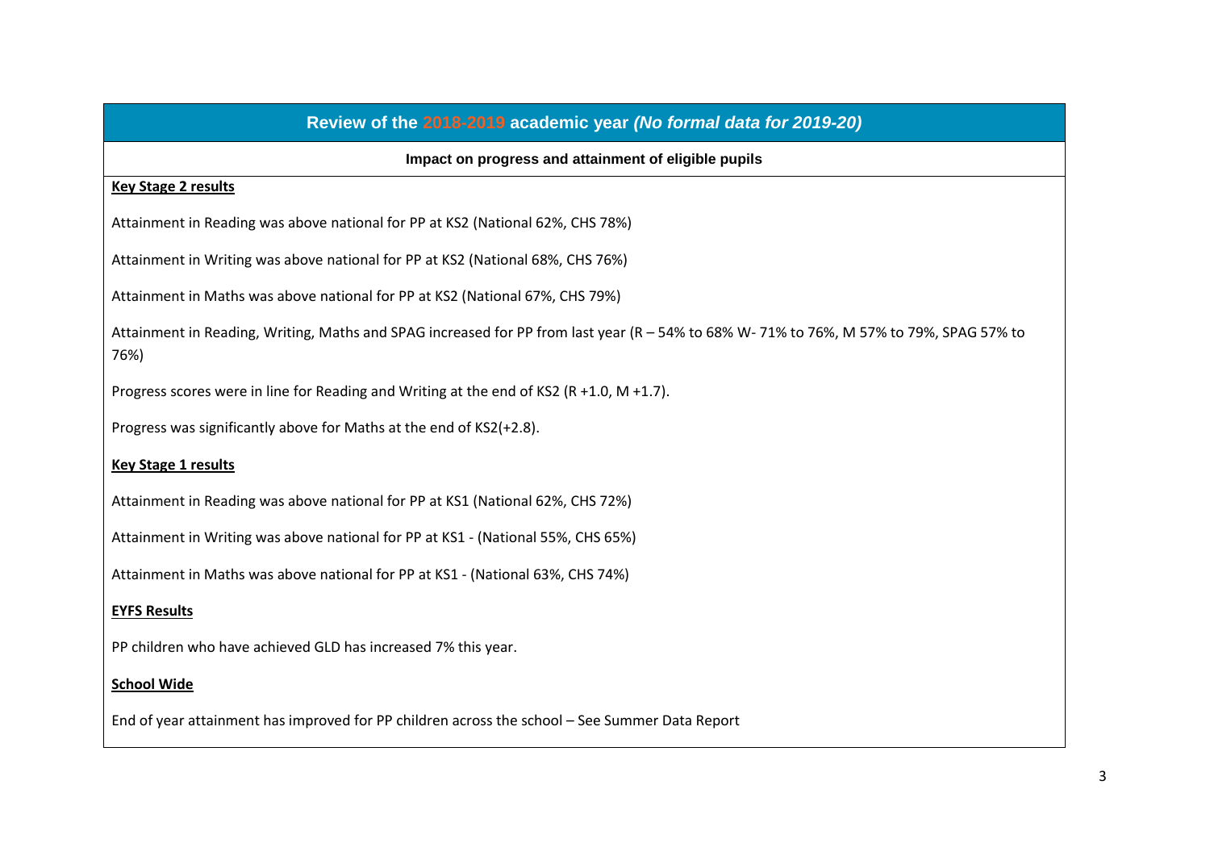## Review of the 2018-2019 academic year *(No formal data for 2019-20)*

**Impact on progress and attainment of eligible pupils**

**Key Stage 2 results**

Attainment in Reading was above national for PP at KS2 (National 62%, CHS 78%)

Attainment in Writing was above national for PP at KS2 (National 68%, CHS 76%)

Attainment in Maths was above national for PP at KS2 (National 67%, CHS 79%)

Attainment in Reading, Writing, Maths and SPAG increased for PP from last year (R – 54% to 68% W- 71% to 76%, M 57% to 79%, SPAG 57% to 76%)

Progress scores were in line for Reading and Writing at the end of KS2 (R +1.0, M +1.7).

Progress was significantly above for Maths at the end of KS2(+2.8).

**Key Stage 1 results**

Attainment in Reading was above national for PP at KS1 (National 62%, CHS 72%)

Attainment in Writing was above national for PP at KS1 - (National 55%, CHS 65%)

Attainment in Maths was above national for PP at KS1 - (National 63%, CHS 74%)

**EYFS Results**

PP children who have achieved GLD has increased 7% this year.

**School Wide**

End of year attainment has improved for PP children across the school – See Summer Data Report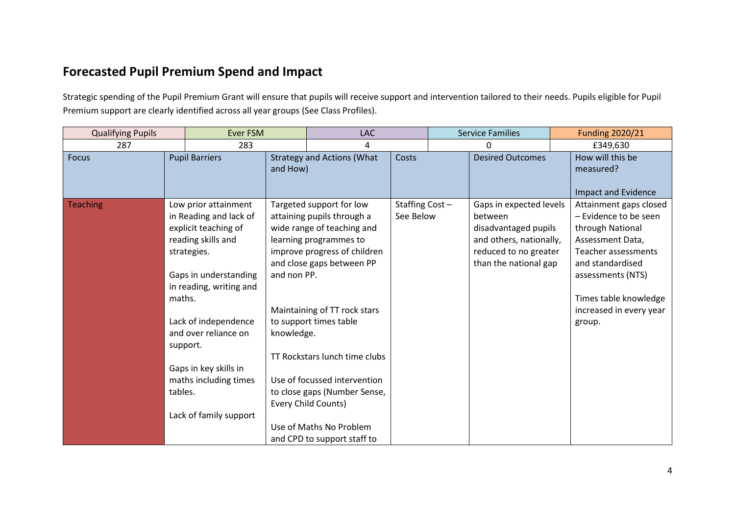## Forecasted Pupil Premium Spend and Impact

Strategic spending of the Pupil Premium Grant will ensure that pupils will receive support and intervention tailored to their needs. Pupils eligible for Pupil Premium support are clearly identified across all year groups (See Class Profiles).

| Qualifying Pupils | Ever FSM | LAC | Service Families | Funding 2020/21 |
|---|---|---|---|---|
| 287 | 283 | 4 | 0 | £349,630 |

| Focus | Pupil Barriers | Strategy and Actions (What and How) | Costs | Desired Outcomes | How will this be measured? Impact and Evidence |
|---|---|---|---|---|---|
| Teaching | Low prior attainment in Reading and lack of explicit teaching of reading skills and strategies.<br><br>Gaps in understanding in reading, writing and maths.<br><br>Lack of independence and over reliance on support.<br><br>Gaps in key skills in maths including times tables.<br><br>Lack of family support | Targeted support for low attaining pupils through a wide range of teaching and learning programmes to improve progress of children and close gaps between PP and non PP.<br><br>Maintaining of TT rock stars to support times table knowledge.<br><br>TT Rockstars lunch time clubs<br><br>Use of focussed intervention to close gaps (Number Sense, Every Child Counts)<br><br>Use of Maths No Problem and CPD to support staff to | Staffing Cost – See Below | Gaps in expected levels between disadvantaged pupils and others, nationally, reduced to no greater than the national gap | Attainment gaps closed – Evidence to be seen through National Assessment Data, Teacher assessments and standardised assessments (NTS)<br><br>Times table knowledge increased in every year group. |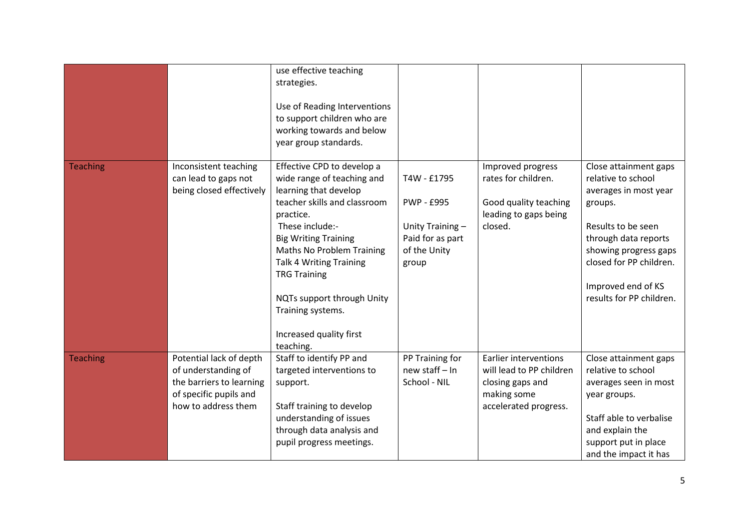| | | | | | |
|---|---|---|---|---|---|
| | | use effective teaching strategies.<br><br>Use of Reading Interventions to support children who are working towards and below year group standards. | | | |
| Teaching | Inconsistent teaching can lead to gaps not being closed effectively | Effective CPD to develop a wide range of teaching and learning that develop teacher skills and classroom practice.<br>These include:-<br>Big Writing Training<br>Maths No Problem Training<br>Talk 4 Writing Training<br>TRG Training<br><br>NQTs support through Unity Training systems.<br><br>Increased quality first teaching. | T4W - £1795<br><br>PWP - £995<br><br>Unity Training – Paid for as part of the Unity group | Improved progress rates for children.<br><br>Good quality teaching leading to gaps being closed. | Close attainment gaps relative to school averages in most year groups.<br><br>Results to be seen through data reports showing progress gaps closed for PP children.<br><br>Improved end of KS results for PP children. |
| Teaching | Potential lack of depth of understanding of the barriers to learning of specific pupils and how to address them | Staff to identify PP and targeted interventions to support.<br><br>Staff training to develop understanding of issues through data analysis and pupil progress meetings. | PP Training for new staff – In School - NIL | Earlier interventions will lead to PP children closing gaps and making some accelerated progress. | Close attainment gaps relative to school averages seen in most year groups.<br><br>Staff able to verbalise and explain the support put in place and the impact it has |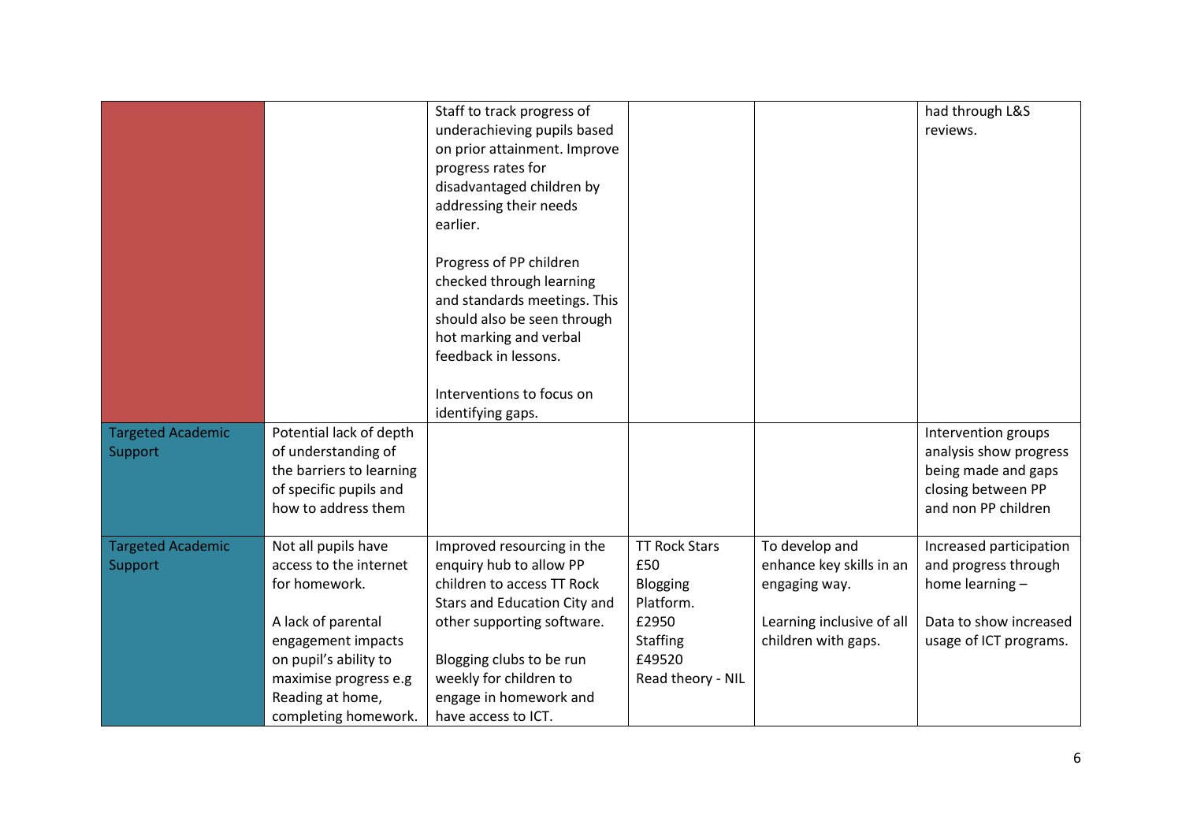| | | | | | |
|---|---|---|---|---|---|
| | | Staff to track progress of underachieving pupils based on prior attainment. Improve progress rates for disadvantaged children by addressing their needs earlier.<br><br>Progress of PP children checked through learning and standards meetings. This should also be seen through hot marking and verbal feedback in lessons.<br><br>Interventions to focus on identifying gaps. | | | had through L&S reviews. |
| Targeted Academic Support | Potential lack of depth of understanding of the barriers to learning of specific pupils and how to address them | | | | Intervention groups analysis show progress being made and gaps closing between PP and non PP children |
| Targeted Academic Support | Not all pupils have access to the internet for homework.<br><br>A lack of parental engagement impacts on pupil's ability to maximise progress e.g Reading at home, completing homework. | Improved resourcing in the enquiry hub to allow PP children to access TT Rock Stars and Education City and other supporting software.<br><br>Blogging clubs to be run weekly for children to engage in homework and have access to ICT. | TT Rock Stars<br>£50<br>Blogging Platform.<br>£2950<br>Staffing<br>£49520<br>Read theory - NIL | To develop and enhance key skills in an engaging way.<br><br>Learning inclusive of all children with gaps. | Increased participation and progress through home learning –<br><br>Data to show increased usage of ICT programs. |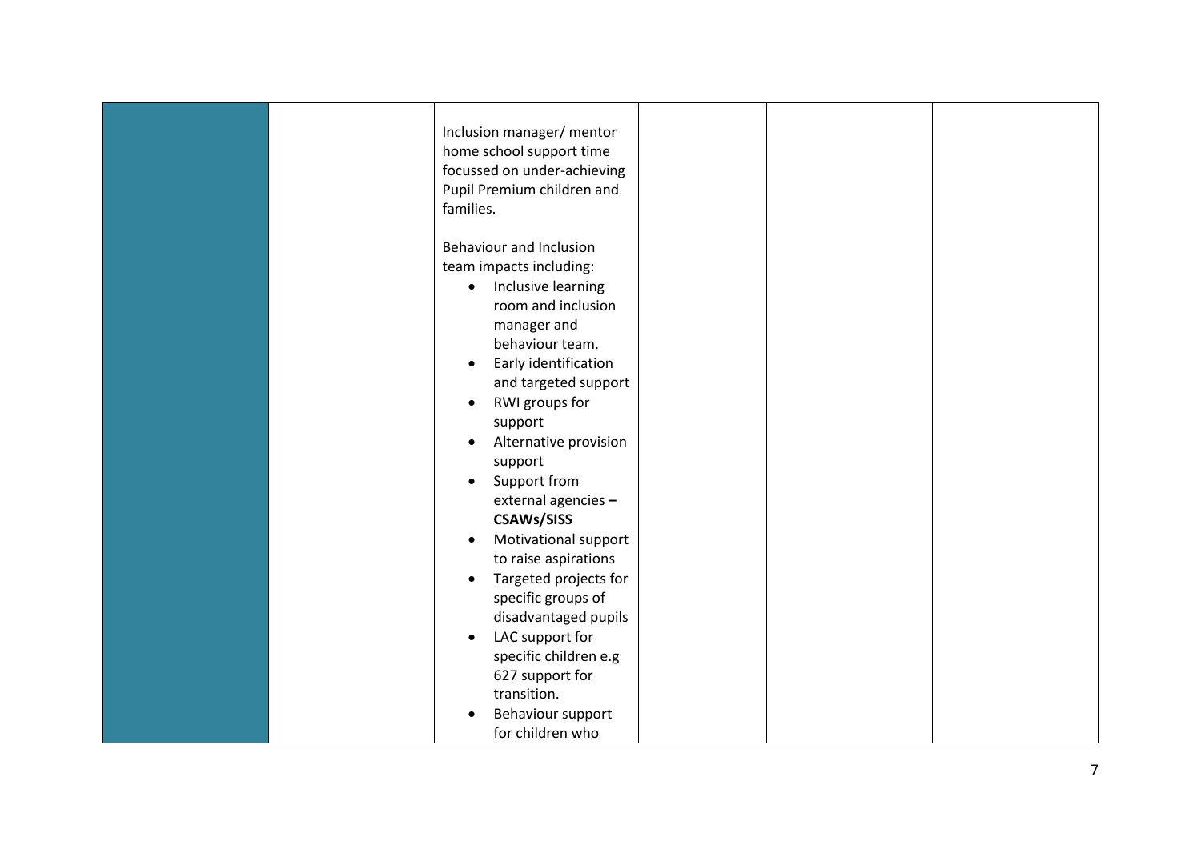|  |  |  |  |  |  |
|---|---|---|---|---|---|
|  |  | Inclusion manager/ mentor home school support time focussed on under-achieving Pupil Premium children and families.<br><br>Behaviour and Inclusion team impacts including:<br>• Inclusive learning room and inclusion manager and behaviour team.<br>• Early identification and targeted support<br>• RWI groups for support<br>• Alternative provision support<br>• Support from external agencies – **CSAWs/SISS**<br>• Motivational support to raise aspirations<br>• Targeted projects for specific groups of disadvantaged pupils<br>• LAC support for specific children e.g 627 support for transition.<br>• Behaviour support for children who |  |  |  |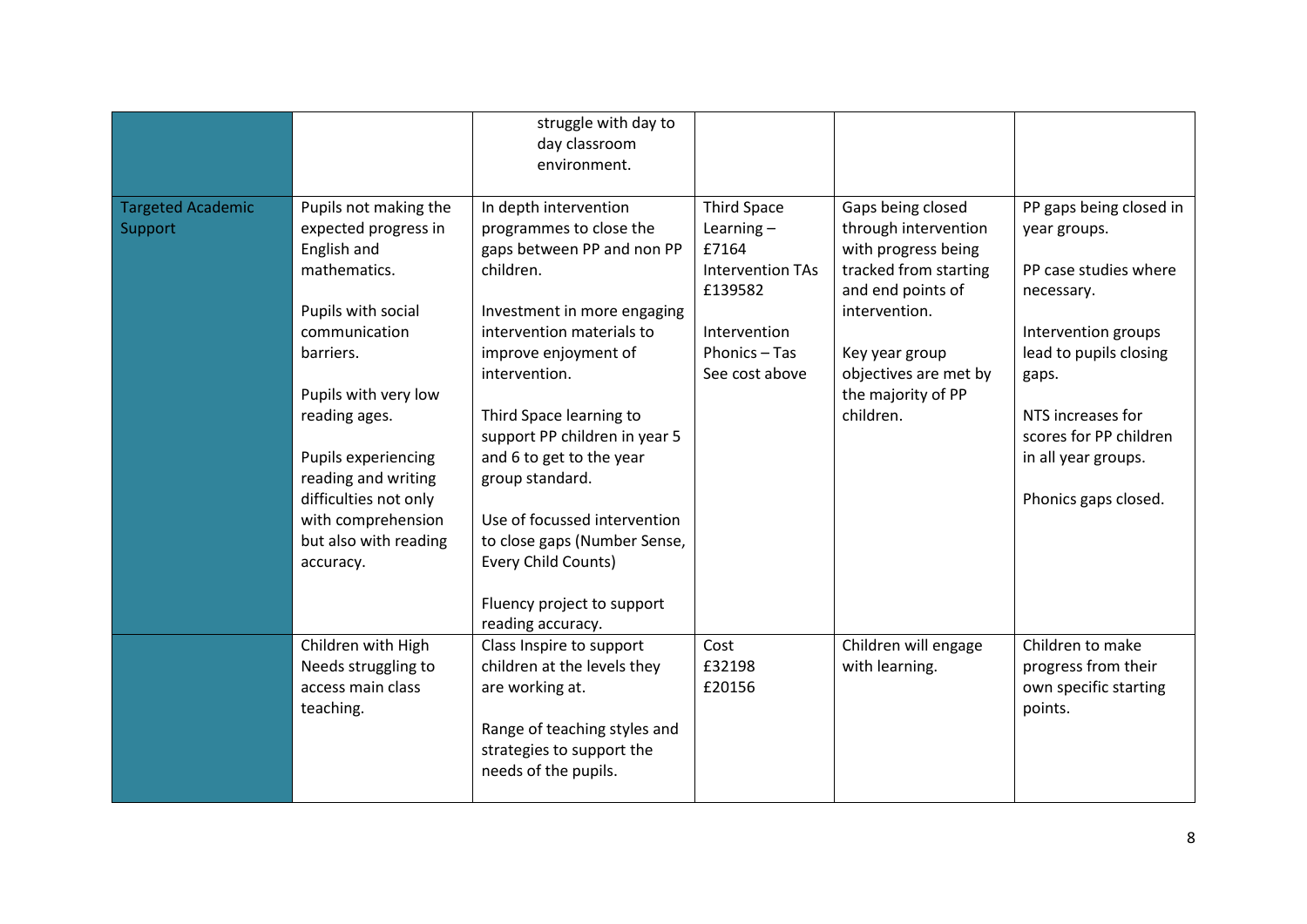|  |  |  |  |  |  |
|---|---|---|---|---|---|
|  |  | struggle with day to day classroom environment. |  |  |  |
| Targeted Academic Support | Pupils not making the expected progress in English and mathematics.<br><br>Pupils with social communication barriers.<br><br>Pupils with very low reading ages.<br><br>Pupils experiencing reading and writing difficulties not only with comprehension but also with reading accuracy. | In depth intervention programmes to close the gaps between PP and non PP children.<br><br>Investment in more engaging intervention materials to improve enjoyment of intervention.<br><br>Third Space learning to support PP children in year 5 and 6 to get to the year group standard.<br><br>Use of focussed intervention to close gaps (Number Sense, Every Child Counts)<br><br>Fluency project to support reading accuracy. | Third Space Learning – £7164<br>Intervention TAs £139582<br><br>Intervention Phonics – Tas See cost above | Gaps being closed through intervention with progress being tracked from starting and end points of intervention.<br><br>Key year group objectives are met by the majority of PP children. | PP gaps being closed in year groups.<br><br>PP case studies where necessary.<br><br>Intervention groups lead to pupils closing gaps.<br><br>NTS increases for scores for PP children in all year groups.<br><br>Phonics gaps closed. |
|  | Children with High Needs struggling to access main class teaching. | Class Inspire to support children at the levels they are working at.<br><br>Range of teaching styles and strategies to support the needs of the pupils. | Cost<br>£32198<br>£20156 | Children will engage with learning. | Children to make progress from their own specific starting points. |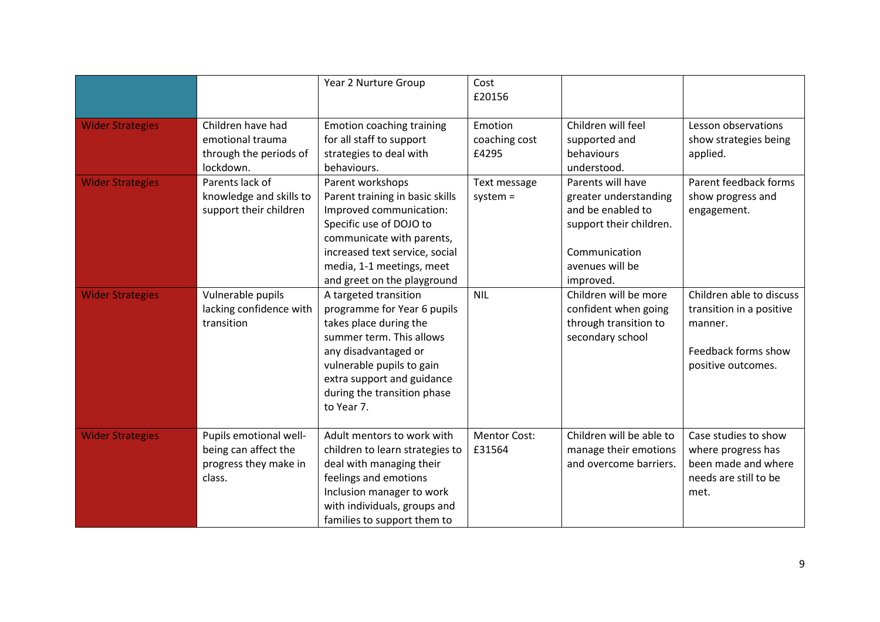| | | Year 2 Nurture Group | Cost<br>£20156 | | |
|---|---|---|---|---|---|
| Wider Strategies | Children have had emotional trauma through the periods of lockdown. | Emotion coaching training for all staff to support strategies to deal with behaviours. | Emotion coaching cost £4295 | Children will feel supported and behaviours understood. | Lesson observations show strategies being applied. |
| Wider Strategies | Parents lack of knowledge and skills to support their children | Parent workshops<br>Parent training in basic skills<br>Improved communication: Specific use of DOJO to communicate with parents, increased text service, social media, 1-1 meetings, meet and greet on the playground | Text message system = | Parents will have greater understanding and be enabled to support their children.<br><br>Communication avenues will be improved. | Parent feedback forms show progress and engagement. |
| Wider Strategies | Vulnerable pupils lacking confidence with transition | A targeted transition programme for Year 6 pupils takes place during the summer term. This allows any disadvantaged or vulnerable pupils to gain extra support and guidance during the transition phase to Year 7. | NIL | Children will be more confident when going through transition to secondary school | Children able to discuss transition in a positive manner.<br><br>Feedback forms show positive outcomes. |
| Wider Strategies | Pupils emotional well-being can affect the progress they make in class. | Adult mentors to work with children to learn strategies to deal with managing their feelings and emotions<br>Inclusion manager to work with individuals, groups and families to support them to | Mentor Cost: £31564 | Children will be able to manage their emotions and overcome barriers. | Case studies to show where progress has been made and where needs are still to be met. |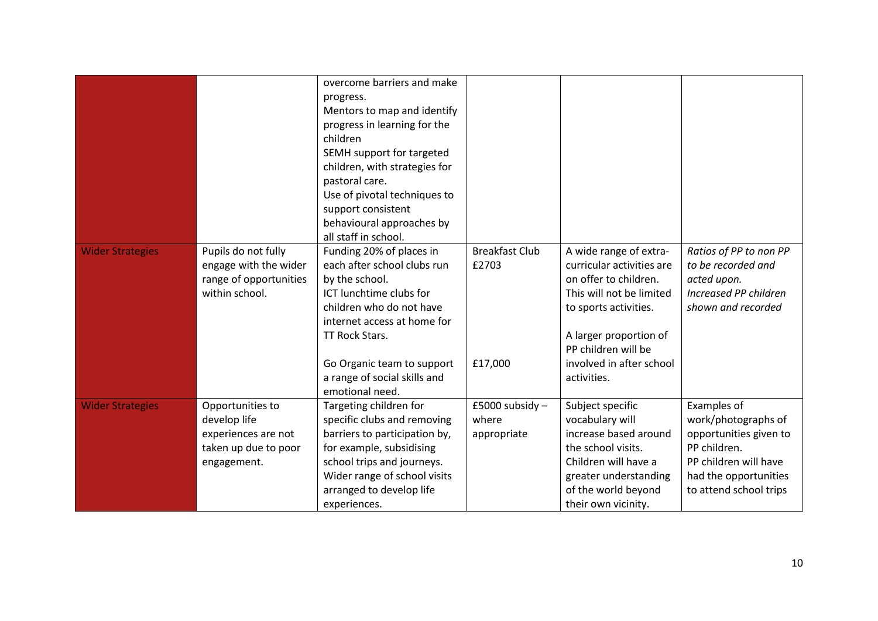| | | | | | |
|---|---|---|---|---|---|
| | | overcome barriers and make progress.<br>Mentors to map and identify progress in learning for the children<br>SEMH support for targeted children, with strategies for pastoral care.<br>Use of pivotal techniques to support consistent behavioural approaches by all staff in school. | | | |
| Wider Strategies | Pupils do not fully engage with the wider range of opportunities within school. | Funding 20% of places in each after school clubs run by the school.<br>ICT lunchtime clubs for children who do not have internet access at home for TT Rock Stars.<br><br>Go Organic team to support a range of social skills and emotional need. | Breakfast Club £2703<br><br><br><br><br><br>£17,000 | A wide range of extra-curricular activities are on offer to children. This will not be limited to sports activities.<br><br>A larger proportion of PP children will be involved in after school activities. | *Ratios of PP to non PP to be recorded and acted upon.*<br>*Increased PP children shown and recorded* |
| Wider Strategies | Opportunities to develop life experiences are not taken up due to poor engagement. | Targeting children for specific clubs and removing barriers to participation by, for example, subsidising school trips and journeys.<br>Wider range of school visits arranged to develop life experiences. | £5000 subsidy – where appropriate | Subject specific vocabulary will increase based around the school visits.<br>Children will have a greater understanding of the world beyond their own vicinity. | Examples of work/photographs of opportunities given to PP children.<br>PP children will have had the opportunities to attend school trips |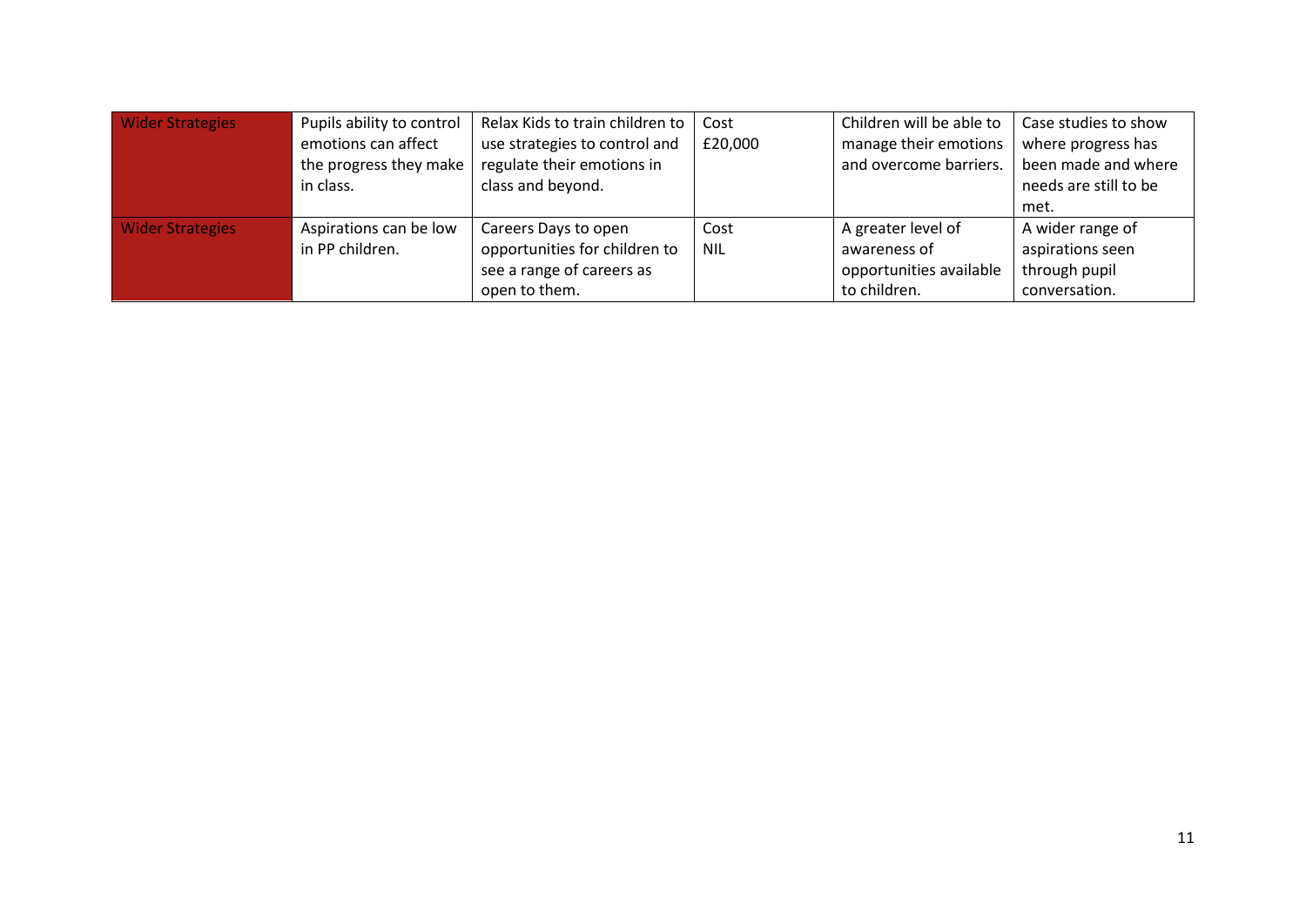| | | | | | |
|---|---|---|---|---|---|
| Wider Strategies | Pupils ability to control emotions can affect the progress they make in class. | Relax Kids to train children to use strategies to control and regulate their emotions in class and beyond. | Cost £20,000 | Children will be able to manage their emotions and overcome barriers. | Case studies to show where progress has been made and where needs are still to be met. |
| Wider Strategies | Aspirations can be low in PP children. | Careers Days to open opportunities for children to see a range of careers as open to them. | Cost NIL | A greater level of awareness of opportunities available to children. | A wider range of aspirations seen through pupil conversation. |